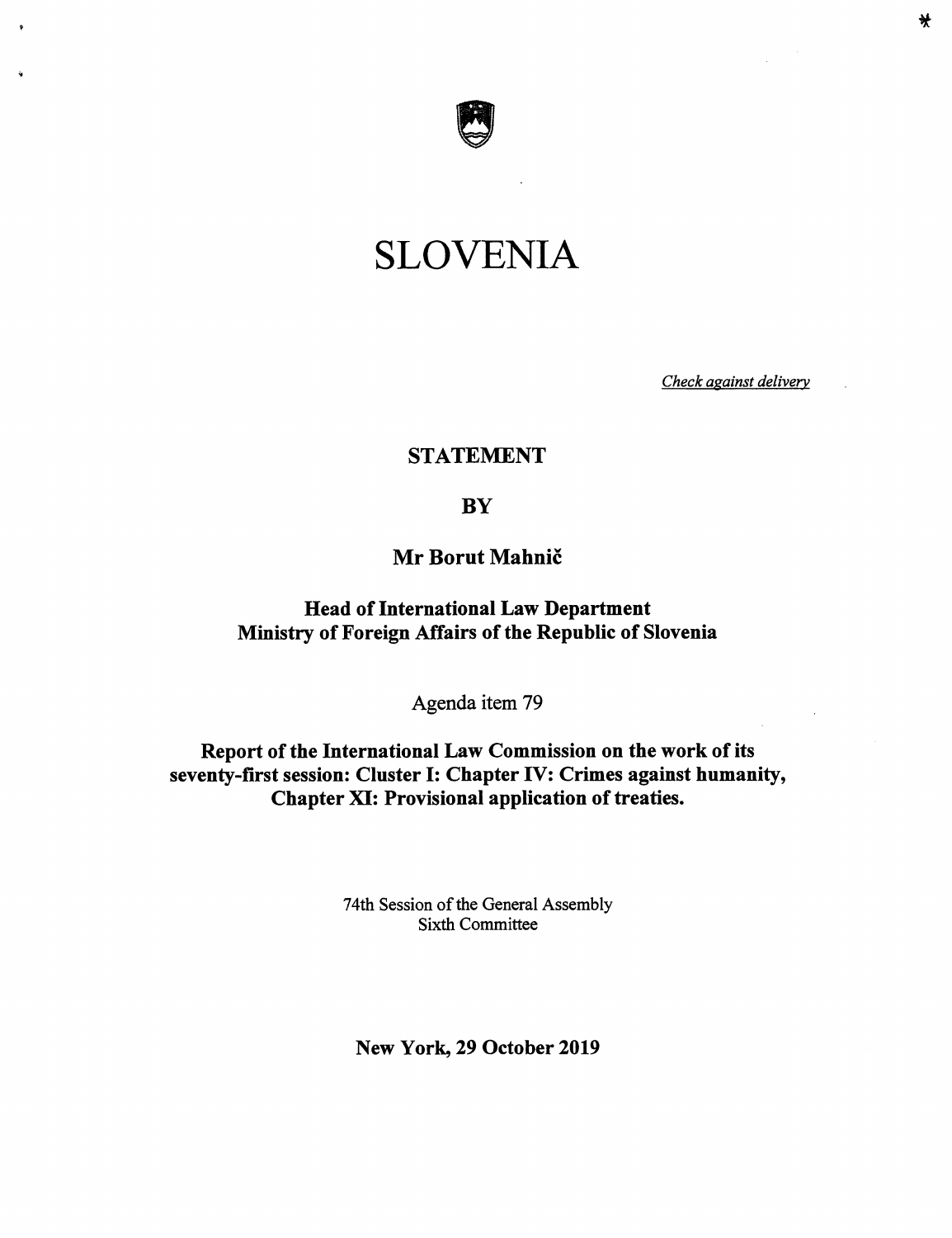# SLOVENIA

*Check against delivery*

**STATEMENT**

**BY**

**Mr Borut Mahnič**

**Head of International Law Department**
**Ministry of Foreign Affairs of the Republic of Slovenia**

Agenda item 79

**Report of the International Law Commission on the work of its seventy-first session: Cluster I: Chapter IV: Crimes against humanity, Chapter XI: Provisional application of treaties.**

74th Session of the General Assembly
Sixth Committee

**New York, 29 October 2019**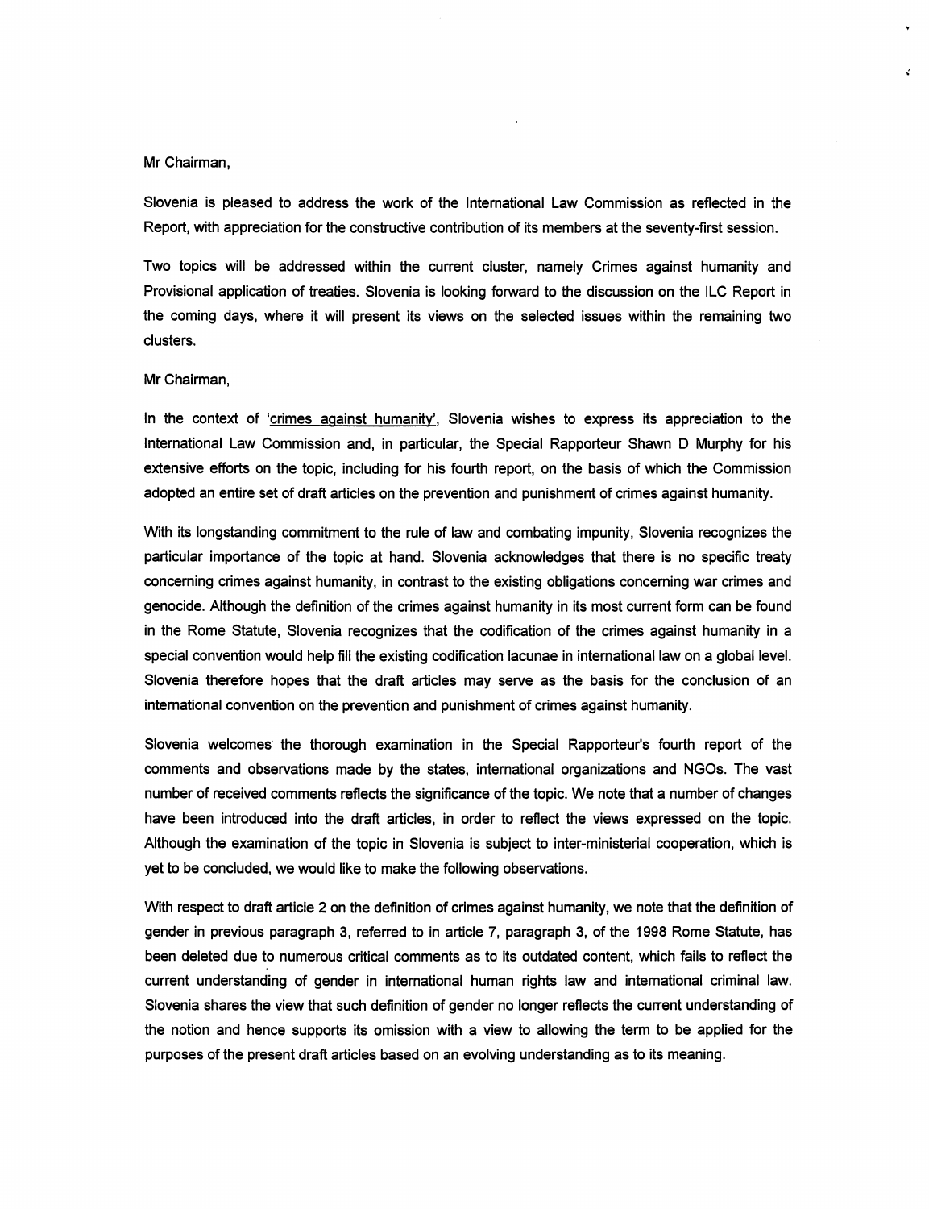Mr Chairman,

Slovenia is pleased to address the work of the International Law Commission as reflected in the Report, with appreciation for the constructive contribution of its members at the seventy-first session.

Two topics will be addressed within the current cluster, namely Crimes against humanity and Provisional application of treaties. Slovenia is looking forward to the discussion on the ILC Report in the coming days, where it will present its views on the selected issues within the remaining two clusters.

Mr Chairman,

In the context of 'crimes against humanity', Slovenia wishes to express its appreciation to the International Law Commission and, in particular, the Special Rapporteur Shawn D Murphy for his extensive efforts on the topic, including for his fourth report, on the basis of which the Commission adopted an entire set of draft articles on the prevention and punishment of crimes against humanity.

With its longstanding commitment to the rule of law and combating impunity, Slovenia recognizes the particular importance of the topic at hand. Slovenia acknowledges that there is no specific treaty concerning crimes against humanity, in contrast to the existing obligations concerning war crimes and genocide. Although the definition of the crimes against humanity in its most current form can be found in the Rome Statute, Slovenia recognizes that the codification of the crimes against humanity in a special convention would help fill the existing codification lacunae in international law on a global level. Slovenia therefore hopes that the draft articles may serve as the basis for the conclusion of an international convention on the prevention and punishment of crimes against humanity.

Slovenia welcomes the thorough examination in the Special Rapporteur's fourth report of the comments and observations made by the states, international organizations and NGOs. The vast number of received comments reflects the significance of the topic. We note that a number of changes have been introduced into the draft articles, in order to reflect the views expressed on the topic. Although the examination of the topic in Slovenia is subject to inter-ministerial cooperation, which is yet to be concluded, we would like to make the following observations.

With respect to draft article 2 on the definition of crimes against humanity, we note that the definition of gender in previous paragraph 3, referred to in article 7, paragraph 3, of the 1998 Rome Statute, has been deleted due to numerous critical comments as to its outdated content, which fails to reflect the current understanding of gender in international human rights law and international criminal law. Slovenia shares the view that such definition of gender no longer reflects the current understanding of the notion and hence supports its omission with a view to allowing the term to be applied for the purposes of the present draft articles based on an evolving understanding as to its meaning.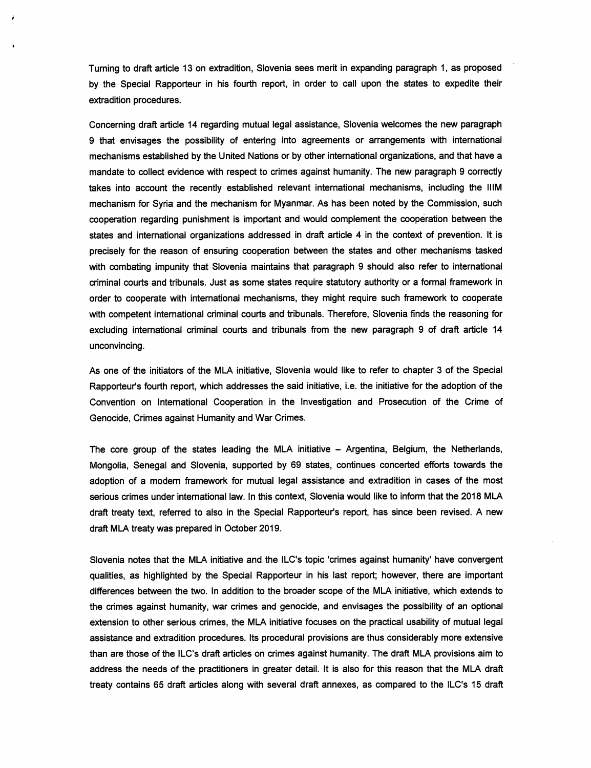Turning to draft article 13 on extradition, Slovenia sees merit in expanding paragraph 1, as proposed by the Special Rapporteur in his fourth report, in order to call upon the states to expedite their extradition procedures.

Concerning draft article 14 regarding mutual legal assistance, Slovenia welcomes the new paragraph 9 that envisages the possibility of entering into agreements or arrangements with international mechanisms established by the United Nations or by other international organizations, and that have a mandate to collect evidence with respect to crimes against humanity. The new paragraph 9 correctly takes into account the recently established relevant international mechanisms, including the IIIM mechanism for Syria and the mechanism for Myanmar. As has been noted by the Commission, such cooperation regarding punishment is important and would complement the cooperation between the states and international organizations addressed in draft article 4 in the context of prevention. It is precisely for the reason of ensuring cooperation between the states and other mechanisms tasked with combating impunity that Slovenia maintains that paragraph 9 should also refer to international criminal courts and tribunals. Just as some states require statutory authority or a formal framework in order to cooperate with international mechanisms, they might require such framework to cooperate with competent international criminal courts and tribunals. Therefore, Slovenia finds the reasoning for excluding international criminal courts and tribunals from the new paragraph 9 of draft article 14 unconvincing.

As one of the initiators of the MLA initiative, Slovenia would like to refer to chapter 3 of the Special Rapporteur's fourth report, which addresses the said initiative, i.e. the initiative for the adoption of the Convention on International Cooperation in the Investigation and Prosecution of the Crime of Genocide, Crimes against Humanity and War Crimes.

The core group of the states leading the MLA initiative – Argentina, Belgium, the Netherlands, Mongolia, Senegal and Slovenia, supported by 69 states, continues concerted efforts towards the adoption of a modern framework for mutual legal assistance and extradition in cases of the most serious crimes under international law. In this context, Slovenia would like to inform that the 2018 MLA draft treaty text, referred to also in the Special Rapporteur's report, has since been revised. A new draft MLA treaty was prepared in October 2019.

Slovenia notes that the MLA initiative and the ILC's topic 'crimes against humanity' have convergent qualities, as highlighted by the Special Rapporteur in his last report; however, there are important differences between the two. In addition to the broader scope of the MLA initiative, which extends to the crimes against humanity, war crimes and genocide, and envisages the possibility of an optional extension to other serious crimes, the MLA initiative focuses on the practical usability of mutual legal assistance and extradition procedures. Its procedural provisions are thus considerably more extensive than are those of the ILC's draft articles on crimes against humanity. The draft MLA provisions aim to address the needs of the practitioners in greater detail. It is also for this reason that the MLA draft treaty contains 65 draft articles along with several draft annexes, as compared to the ILC's 15 draft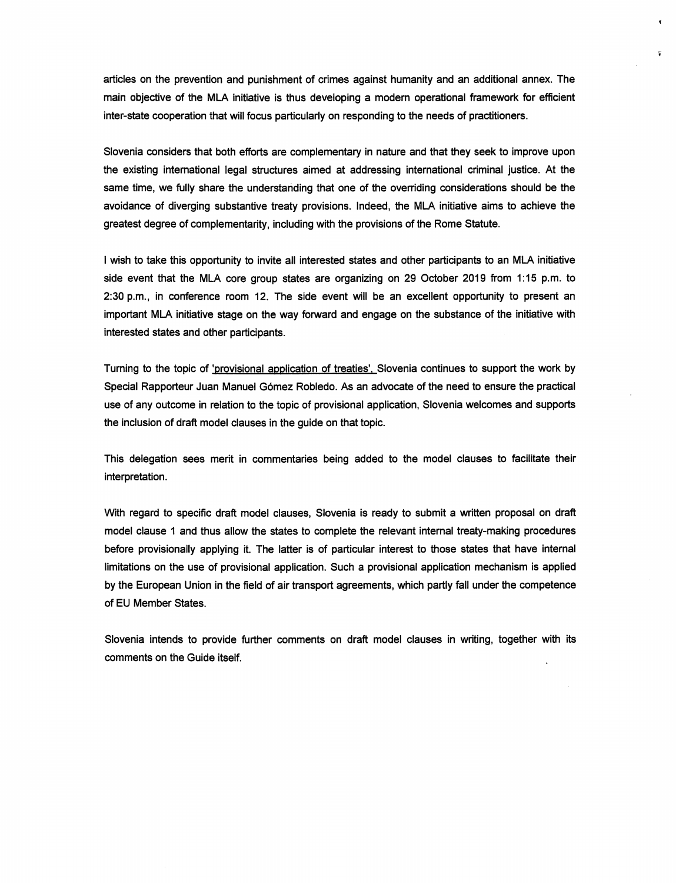articles on the prevention and punishment of crimes against humanity and an additional annex. The main objective of the MLA initiative is thus developing a modern operational framework for efficient inter-state cooperation that will focus particularly on responding to the needs of practitioners.

Slovenia considers that both efforts are complementary in nature and that they seek to improve upon the existing international legal structures aimed at addressing international criminal justice. At the same time, we fully share the understanding that one of the overriding considerations should be the avoidance of diverging substantive treaty provisions. Indeed, the MLA initiative aims to achieve the greatest degree of complementarity, including with the provisions of the Rome Statute.

I wish to take this opportunity to invite all interested states and other participants to an MLA initiative side event that the MLA core group states are organizing on 29 October 2019 from 1:15 p.m. to 2:30 p.m., in conference room 12. The side event will be an excellent opportunity to present an important MLA initiative stage on the way forward and engage on the substance of the initiative with interested states and other participants.

Turning to the topic of 'provisional application of treaties', Slovenia continues to support the work by Special Rapporteur Juan Manuel Gómez Robledo. As an advocate of the need to ensure the practical use of any outcome in relation to the topic of provisional application, Slovenia welcomes and supports the inclusion of draft model clauses in the guide on that topic.

This delegation sees merit in commentaries being added to the model clauses to facilitate their interpretation.

With regard to specific draft model clauses, Slovenia is ready to submit a written proposal on draft model clause 1 and thus allow the states to complete the relevant internal treaty-making procedures before provisionally applying it. The latter is of particular interest to those states that have internal limitations on the use of provisional application. Such a provisional application mechanism is applied by the European Union in the field of air transport agreements, which partly fall under the competence of EU Member States.

Slovenia intends to provide further comments on draft model clauses in writing, together with its comments on the Guide itself.